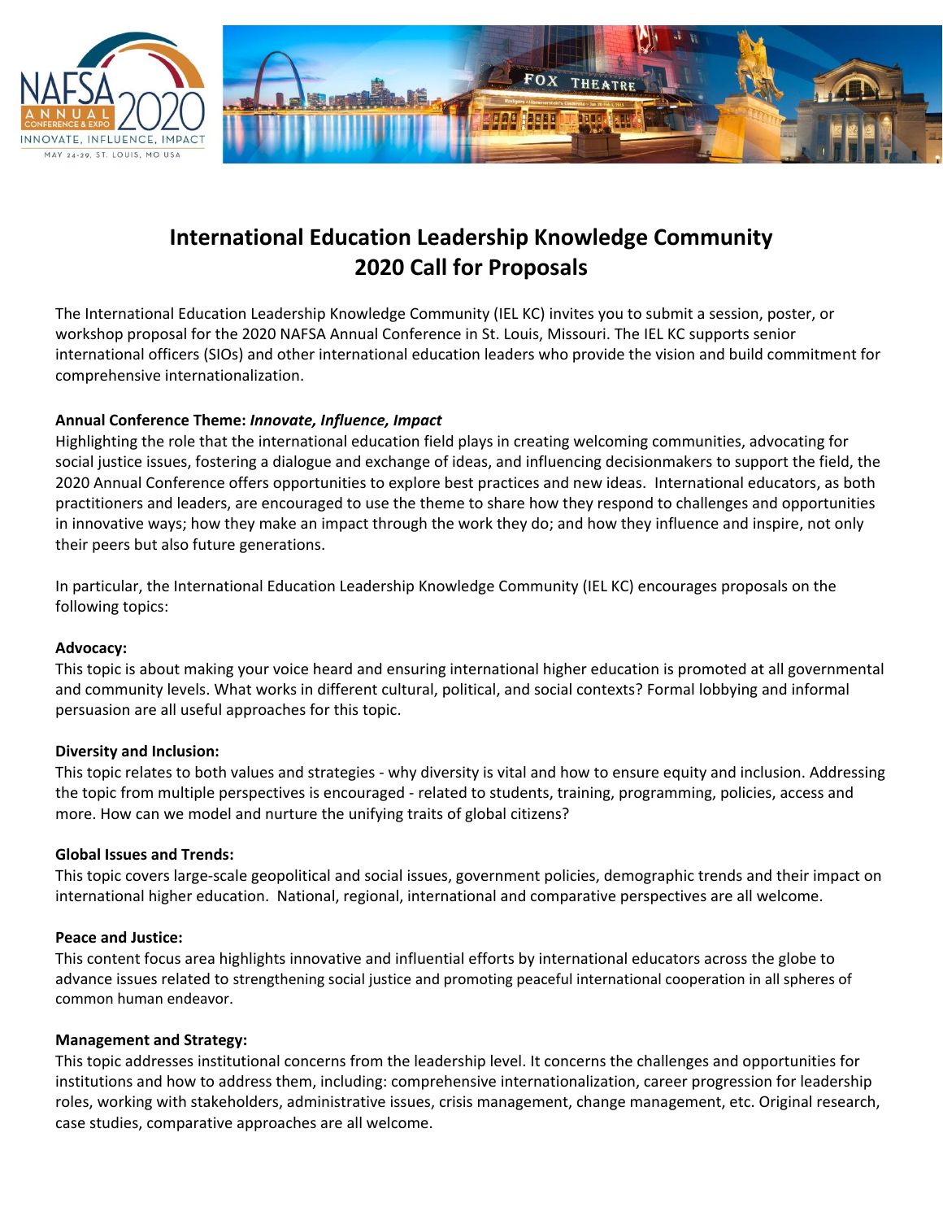# International Education Leadership Knowledge Community
# 2020 Call for Proposals

The International Education Leadership Knowledge Community (IEL KC) invites you to submit a session, poster, or workshop proposal for the 2020 NAFSA Annual Conference in St. Louis, Missouri. The IEL KC supports senior international officers (SIOs) and other international education leaders who provide the vision and build commitment for comprehensive internationalization.

**Annual Conference Theme:** ***Innovate, Influence, Impact***

Highlighting the role that the international education field plays in creating welcoming communities, advocating for social justice issues, fostering a dialogue and exchange of ideas, and influencing decisionmakers to support the field, the 2020 Annual Conference offers opportunities to explore best practices and new ideas. International educators, as both practitioners and leaders, are encouraged to use the theme to share how they respond to challenges and opportunities in innovative ways; how they make an impact through the work they do; and how they influence and inspire, not only their peers but also future generations.

In particular, the International Education Leadership Knowledge Community (IEL KC) encourages proposals on the following topics:

**Advocacy:**

This topic is about making your voice heard and ensuring international higher education is promoted at all governmental and community levels. What works in different cultural, political, and social contexts? Formal lobbying and informal persuasion are all useful approaches for this topic.

**Diversity and Inclusion:**

This topic relates to both values and strategies - why diversity is vital and how to ensure equity and inclusion. Addressing the topic from multiple perspectives is encouraged - related to students, training, programming, policies, access and more. How can we model and nurture the unifying traits of global citizens?

**Global Issues and Trends:**

This topic covers large-scale geopolitical and social issues, government policies, demographic trends and their impact on international higher education. National, regional, international and comparative perspectives are all welcome.

**Peace and Justice:**

This content focus area highlights innovative and influential efforts by international educators across the globe to advance issues related to strengthening social justice and promoting peaceful international cooperation in all spheres of common human endeavor.

**Management and Strategy:**

This topic addresses institutional concerns from the leadership level. It concerns the challenges and opportunities for institutions and how to address them, including: comprehensive internationalization, career progression for leadership roles, working with stakeholders, administrative issues, crisis management, change management, etc. Original research, case studies, comparative approaches are all welcome.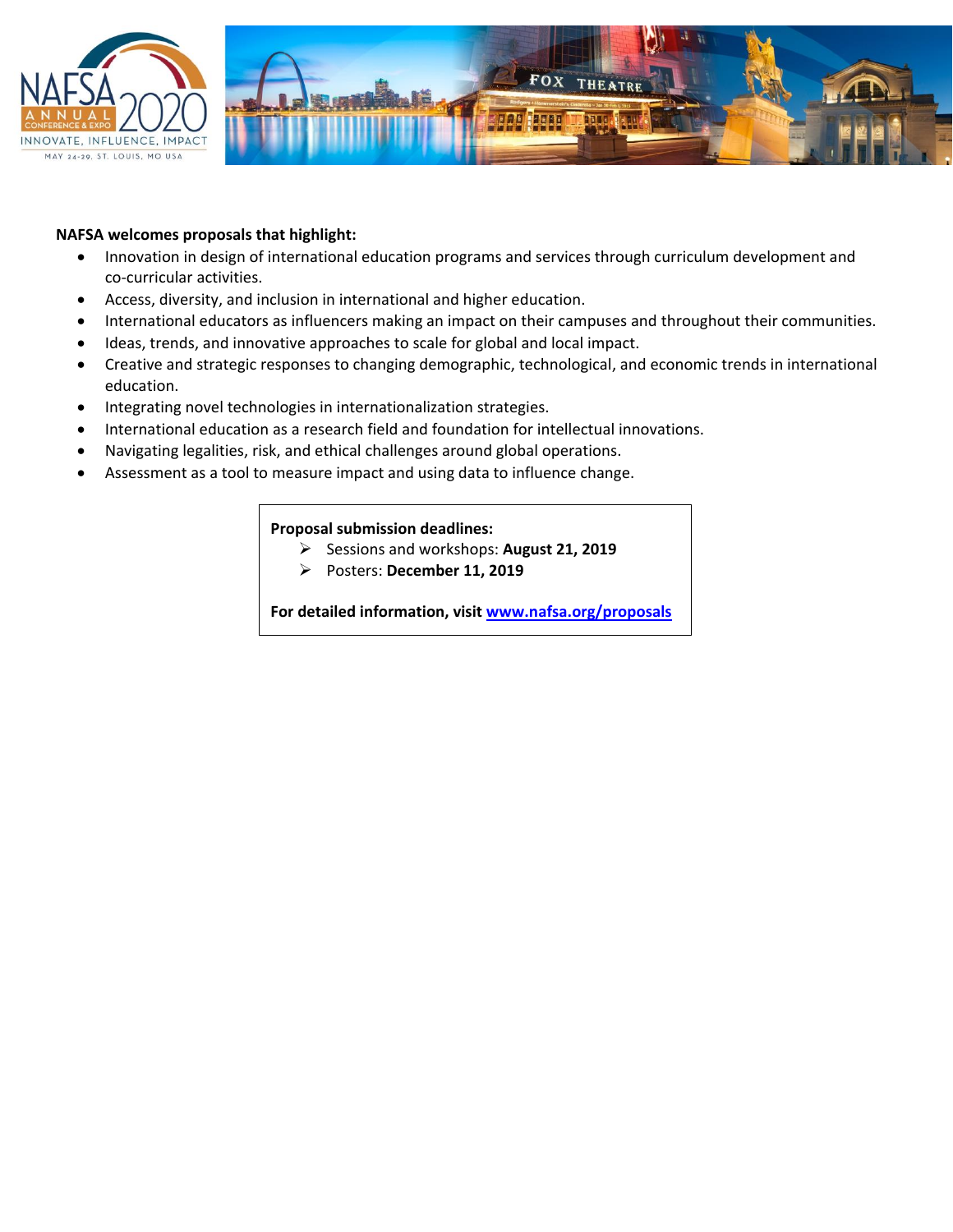**NAFSA welcomes proposals that highlight:**

- Innovation in design of international education programs and services through curriculum development and co-curricular activities.
- Access, diversity, and inclusion in international and higher education.
- International educators as influencers making an impact on their campuses and throughout their communities.
- Ideas, trends, and innovative approaches to scale for global and local impact.
- Creative and strategic responses to changing demographic, technological, and economic trends in international education.
- Integrating novel technologies in internationalization strategies.
- International education as a research field and foundation for intellectual innovations.
- Navigating legalities, risk, and ethical challenges around global operations.
- Assessment as a tool to measure impact and using data to influence change.

**Proposal submission deadlines:**

- Sessions and workshops: **August 21, 2019**
- Posters: **December 11, 2019**

**For detailed information, visit [www.nafsa.org/proposals](www.nafsa.org/proposals)**